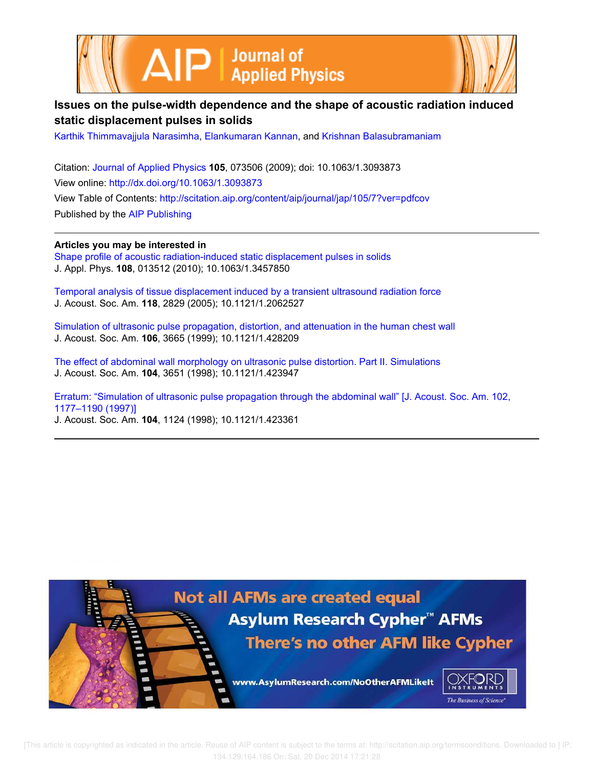# Issues on the pulse-width dependence and the shape of acoustic radiation induced static displacement pulses in solids

Karthik Thimmavajjula Narasimha, Elankumaran Kannan, and Krishnan Balasubramaniam

Citation: Journal of Applied Physics **105**, 073506 (2009); doi: 10.1063/1.3093873

View online: http://dx.doi.org/10.1063/1.3093873

View Table of Contents: http://scitation.aip.org/content/aip/journal/jap/105/7?ver=pdfcov

Published by the AIP Publishing

**Articles you may be interested in**

Shape profile of acoustic radiation-induced static displacement pulses in solids
J. Appl. Phys. **108**, 013512 (2010); 10.1063/1.3457850

Temporal analysis of tissue displacement induced by a transient ultrasound radiation force
J. Acoust. Soc. Am. **118**, 2829 (2005); 10.1121/1.2062527

Simulation of ultrasonic pulse propagation, distortion, and attenuation in the human chest wall
J. Acoust. Soc. Am. **106**, 3665 (1999); 10.1121/1.428209

The effect of abdominal wall morphology on ultrasonic pulse distortion. Part II. Simulations
J. Acoust. Soc. Am. **104**, 3651 (1998); 10.1121/1.423947

Erratum: "Simulation of ultrasonic pulse propagation through the abdominal wall" [J. Acoust. Soc. Am. 102, 1177–1190 (1997)]
J. Acoust. Soc. Am. **104**, 1124 (1998); 10.1121/1.423361

Not all AFMs are created equal
Asylum Research Cypher™ AFMs
There's no other AFM like Cypher

www.AsylumResearch.com/NoOtherAFMLikeIt

OXFORD INSTRUMENTS
The Business of Science®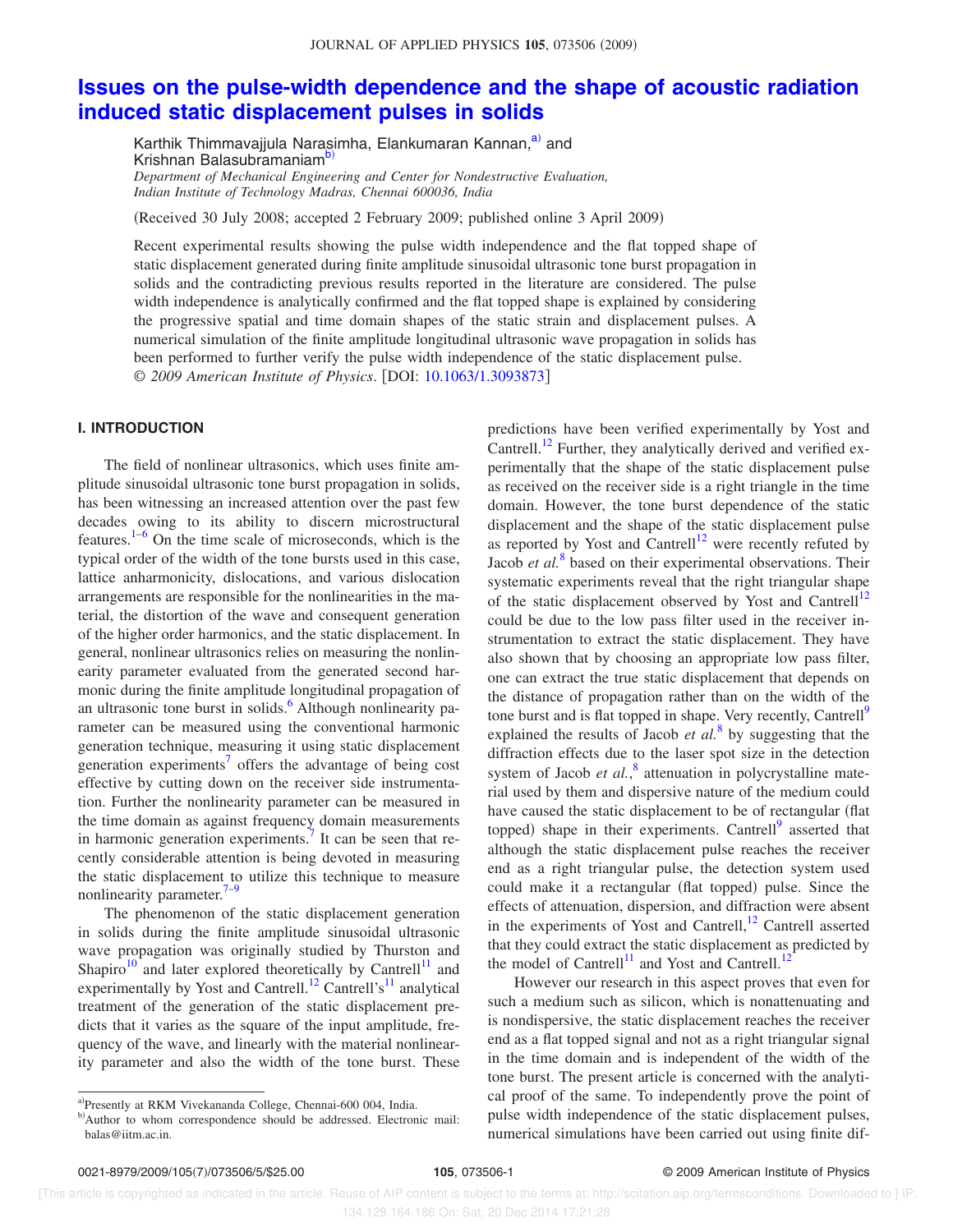# Issues on the pulse-width dependence and the shape of acoustic radiation induced static displacement pulses in solids

Karthik Thimmavajjula Narasimha, Elankumaran Kannan,[a] and Krishnan Balasubramaniam[b]

*Department of Mechanical Engineering and Center for Nondestructive Evaluation, Indian Institute of Technology Madras, Chennai 600036, India*

(Received 30 July 2008; accepted 2 February 2009; published online 3 April 2009)

Recent experimental results showing the pulse width independence and the flat topped shape of static displacement generated during finite amplitude sinusoidal ultrasonic tone burst propagation in solids and the contradicting previous results reported in the literature are considered. The pulse width independence is analytically confirmed and the flat topped shape is explained by considering the progressive spatial and time domain shapes of the static strain and displacement pulses. A numerical simulation of the finite amplitude longitudinal ultrasonic wave propagation in solids has been performed to further verify the pulse width independence of the static displacement pulse. © *2009 American Institute of Physics*. [DOI: 10.1063/1.3093873]

## I. INTRODUCTION

The field of nonlinear ultrasonics, which uses finite amplitude sinusoidal ultrasonic tone burst propagation in solids, has been witnessing an increased attention over the past few decades owing to its ability to discern microstructural features.[1–6] On the time scale of microseconds, which is the typical order of the width of the tone bursts used in this case, lattice anharmonicity, dislocations, and various dislocation arrangements are responsible for the nonlinearities in the material, the distortion of the wave and consequent generation of the higher order harmonics, and the static displacement. In general, nonlinear ultrasonics relies on measuring the nonlinearity parameter evaluated from the generated second harmonic during the finite amplitude longitudinal propagation of an ultrasonic tone burst in solids.[6] Although nonlinearity parameter can be measured using the conventional harmonic generation technique, measuring it using static displacement generation experiments[7] offers the advantage of being cost effective by cutting down on the receiver side instrumentation. Further the nonlinearity parameter can be measured in the time domain as against frequency domain measurements in harmonic generation experiments.[7] It can be seen that recently considerable attention is being devoted in measuring the static displacement to utilize this technique to measure nonlinearity parameter.[7–9]

The phenomenon of the static displacement generation in solids during the finite amplitude sinusoidal ultrasonic wave propagation was originally studied by Thurston and Shapiro[10] and later explored theoretically by Cantrell[11] and experimentally by Yost and Cantrell.[12] Cantrell's[11] analytical treatment of the generation of the static displacement predicts that it varies as the square of the input amplitude, frequency of the wave, and linearly with the material nonlinearity parameter and also the width of the tone burst. These predictions have been verified experimentally by Yost and Cantrell.[12] Further, they analytically derived and verified experimentally that the shape of the static displacement pulse as received on the receiver side is a right triangle in the time domain. However, the tone burst dependence of the static displacement and the shape of the static displacement pulse as reported by Yost and Cantrell[12] were recently refuted by Jacob *et al.*[8] based on their experimental observations. Their systematic experiments reveal that the right triangular shape of the static displacement observed by Yost and Cantrell[12] could be due to the low pass filter used in the receiver instrumentation to extract the static displacement. They have also shown that by choosing an appropriate low pass filter, one can extract the true static displacement that depends on the distance of propagation rather than on the width of the tone burst and is flat topped in shape. Very recently, Cantrell[9] explained the results of Jacob *et al.*[8] by suggesting that the diffraction effects due to the laser spot size in the detection system of Jacob *et al.*,[8] attenuation in polycrystalline material used by them and dispersive nature of the medium could have caused the static displacement to be of rectangular (flat topped) shape in their experiments. Cantrell[9] asserted that although the static displacement pulse reaches the receiver end as a right triangular pulse, the detection system used could make it a rectangular (flat topped) pulse. Since the effects of attenuation, dispersion, and diffraction were absent in the experiments of Yost and Cantrell,[12] Cantrell asserted that they could extract the static displacement as predicted by the model of Cantrell[11] and Yost and Cantrell.[12]

However our research in this aspect proves that even for such a medium such as silicon, which is nonattenuating and is nondispersive, the static displacement reaches the receiver end as a flat topped signal and not as a right triangular signal in the time domain and is independent of the width of the tone burst. The present article is concerned with the analytical proof of the same. To independently prove the point of pulse width independence of the static displacement pulses, numerical simulations have been carried out using finite dif-

[a]Presently at RKM Vivekananda College, Chennai-600 004, India.

[b]Author to whom correspondence should be addressed. Electronic mail: balas@iitm.ac.in.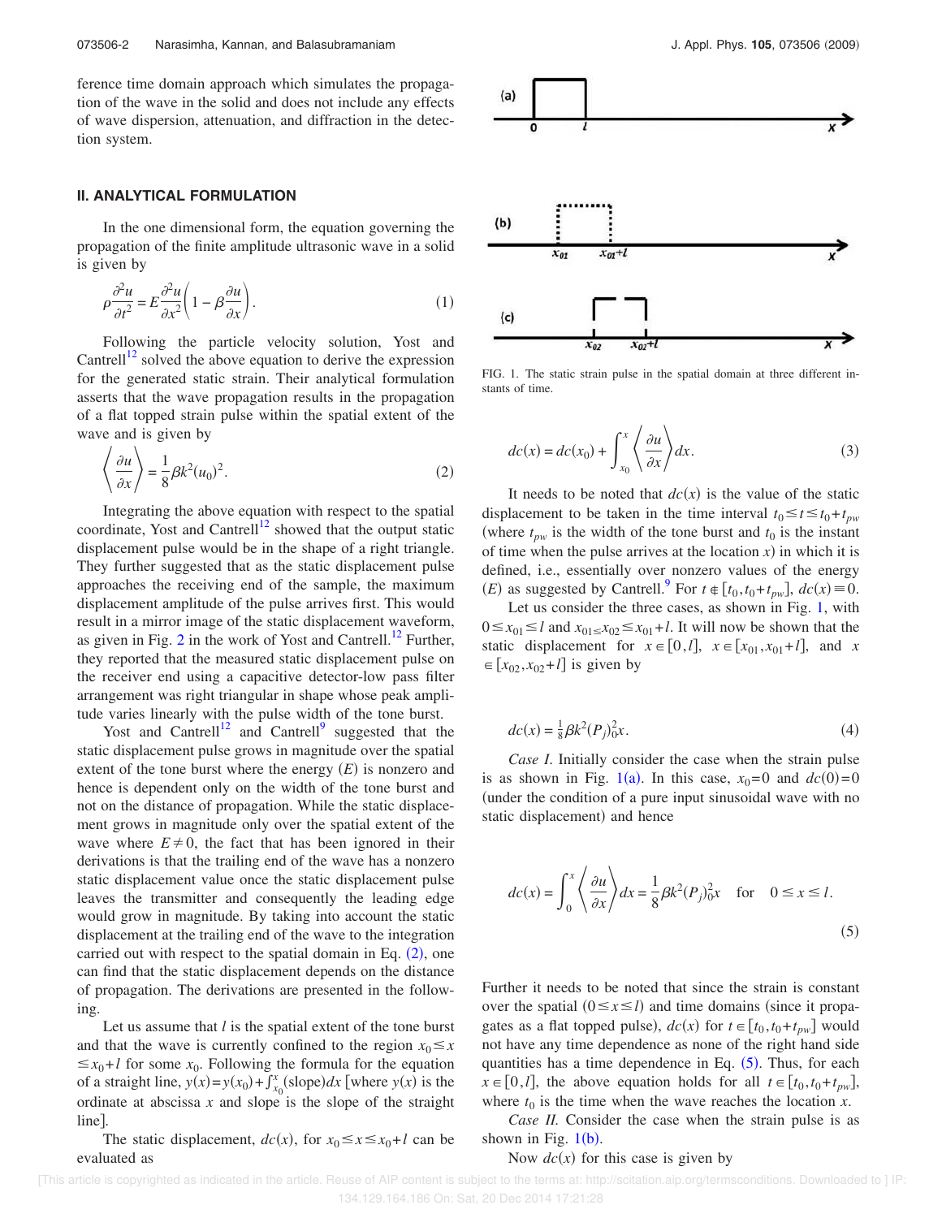ference time domain approach which simulates the propagation of the wave in the solid and does not include any effects of wave dispersion, attenuation, and diffraction in the detection system.

## II. ANALYTICAL FORMULATION

In the one dimensional form, the equation governing the propagation of the finite amplitude ultrasonic wave in a solid is given by

$$\rho \frac{\partial^2 u}{\partial t^2} = E\frac{\partial^2 u}{\partial x^2}\left(1 - \beta\frac{\partial u}{\partial x}\right). \tag{1}$$

Following the particle velocity solution, Yost and Cantrell[12] solved the above equation to derive the expression for the generated static strain. Their analytical formulation asserts that the wave propagation results in the propagation of a flat topped strain pulse within the spatial extent of the wave and is given by

$$\left\langle \frac{\partial u}{\partial x} \right\rangle = \frac{1}{8}\beta k^2 (u_0)^2. \tag{2}$$

Integrating the above equation with respect to the spatial coordinate, Yost and Cantrell[12] showed that the output static displacement pulse would be in the shape of a right triangle. They further suggested that as the static displacement pulse approaches the receiving end of the sample, the maximum displacement amplitude of the pulse arrives first. This would result in a mirror image of the static displacement waveform, as given in Fig. 2 in the work of Yost and Cantrell.[12] Further, they reported that the measured static displacement pulse on the receiver end using a capacitive detector-low pass filter arrangement was right triangular in shape whose peak amplitude varies linearly with the pulse width of the tone burst.

Yost and Cantrell[12] and Cantrell[9] suggested that the static displacement pulse grows in magnitude over the spatial extent of the tone burst where the energy $(E)$ is nonzero and hence is dependent only on the width of the tone burst and not on the distance of propagation. While the static displacement grows in magnitude only over the spatial extent of the wave where $E \neq 0$, the fact that has been ignored in their derivations is that the trailing end of the wave has a nonzero static displacement value once the static displacement pulse leaves the transmitter and consequently the leading edge would grow in magnitude. By taking into account the static displacement at the trailing end of the wave to the integration carried out with respect to the spatial domain in Eq. (2), one can find that the static displacement depends on the distance of propagation. The derivations are presented in the following.

Let us assume that $l$ is the spatial extent of the tone burst and that the wave is currently confined to the region $x_0 \leq x \leq x_0 + l$ for some $x_0$. Following the formula for the equation of a straight line, $y(x) = y(x_0) + \int_{x_0}^{x}(\text{slope})dx$ [where $y(x)$ is the ordinate at abscissa $x$ and slope is the slope of the straight line].

The static displacement, $dc(x)$, for $x_0 \leq x \leq x_0 + l$ can be evaluated as

(a) 0 l x

(b) $x_{01}$ $x_{01}+l$ x

(c) $x_{02}$ $x_{02}+l$ x

FIG. 1. The static strain pulse in the spatial domain at three different instants of time.

$$dc(x) = dc(x_0) + \int_{x_0}^{x} \left\langle \frac{\partial u}{\partial x} \right\rangle dx. \tag{3}$$

It needs to be noted that $dc(x)$ is the value of the static displacement to be taken in the time interval $t_0 \leq t \leq t_0 + t_{pw}$ (where $t_{pw}$ is the width of the tone burst and $t_0$ is the instant of time when the pulse arrives at the location $x$) in which it is defined, i.e., essentially over nonzero values of the energy $(E)$ as suggested by Cantrell.[9] For $t \notin [t_0, t_0 + t_{pw}]$, $dc(x) \equiv 0$.

Let us consider the three cases, as shown in Fig. 1, with $0 \leq x_{01} \leq l$ and $x_{01} \leq x_{02} \leq x_{01} + l$. It will now be shown that the static displacement for $x \in [0, l]$, $x \in [x_{01}, x_{01} + l]$, and $x \in [x_{02}, x_{02} + l]$ is given by

$$dc(x) = \tfrac{1}{8}\beta k^2 (P_j)_0^2 x. \tag{4}$$

*Case I.* Initially consider the case when the strain pulse is as shown in Fig. 1(a). In this case, $x_0 = 0$ and $dc(0) = 0$ (under the condition of a pure input sinusoidal wave with no static displacement) and hence

$$dc(x) = \int_0^x \left\langle \frac{\partial u}{\partial x} \right\rangle dx = \frac{1}{8}\beta k^2 (P_j)_0^2 x \quad \text{for} \quad 0 \leq x \leq l. \tag{5}$$

Further it needs to be noted that since the strain is constant over the spatial $(0 \leq x \leq l)$ and time domains (since it propagates as a flat topped pulse), $dc(x)$ for $t \in [t_0, t_0 + t_{pw}]$ would not have any time dependence as none of the right hand side quantities has a time dependence in Eq. (5). Thus, for each $x \in [0, l]$, the above equation holds for all $t \in [t_0, t_0 + t_{pw}]$, where $t_0$ is the time when the wave reaches the location $x$.

*Case II.* Consider the case when the strain pulse is as shown in Fig. 1(b).

Now $dc(x)$ for this case is given by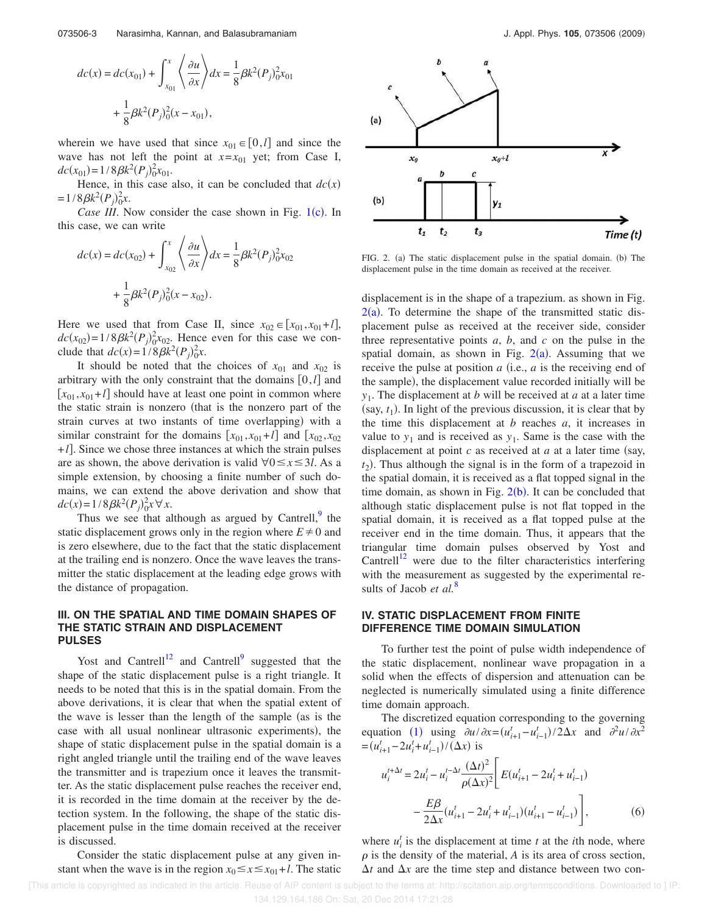$$dc(x) = dc(x_{01}) + \int_{x_{01}}^{x} \left\langle \frac{\partial u}{\partial x} \right\rangle dx = \frac{1}{8}\beta k^2 (P_j)_0^2 x_{01} + \frac{1}{8}\beta k^2 (P_j)_0^2 (x - x_{01}),$$

wherein we have used that since $x_{01} \in [0,l]$ and since the wave has not left the point at $x = x_{01}$ yet; from Case I, $dc(x_{01}) = 1/8\beta k^2 (P_j)_0^2 x_{01}$.

Hence, in this case also, it can be concluded that $dc(x) = 1/8\beta k^2 (P_j)_0^2 x$.

*Case III*. Now consider the case shown in Fig. 1(c). In this case, we can write

$$dc(x) = dc(x_{02}) + \int_{x_{02}}^{x} \left\langle \frac{\partial u}{\partial x} \right\rangle dx = \frac{1}{8}\beta k^2 (P_j)_0^2 x_{02} + \frac{1}{8}\beta k^2 (P_j)_0^2 (x - x_{02}).$$

Here we used that from Case II, since $x_{02} \in [x_{01}, x_{01}+l]$, $dc(x_{02}) = 1/8\beta k^2 (P_j)_0^2 x_{02}$. Hence even for this case we conclude that $dc(x) = 1/8\beta k^2 (P_j)_0^2 x$.

It should be noted that the choices of $x_{01}$ and $x_{02}$ is arbitrary with the only constraint that the domains $[0,l]$ and $[x_{01}, x_{01}+l]$ should have at least one point in common where the static strain is nonzero (that is the nonzero part of the strain curves at two instants of time overlapping) with a similar constraint for the domains $[x_{01}, x_{01}+l]$ and $[x_{02}, x_{02}+l]$. Since we chose three instances at which the strain pulses are as shown, the above derivation is valid $\forall 0 \leq x \leq 3l$. As a simple extension, by choosing a finite number of such domains, we can extend the above derivation and show that $dc(x) = 1/8\beta k^2 (P_j)_0^2 x \, \forall x$.

Thus we see that although as argued by Cantrell,[9] the static displacement grows only in the region where $E \neq 0$ and is zero elsewhere, due to the fact that the static displacement at the trailing end is nonzero. Once the wave leaves the transmitter the static displacement at the leading edge grows with the distance of propagation.

## III. ON THE SPATIAL AND TIME DOMAIN SHAPES OF THE STATIC STRAIN AND DISPLACEMENT PULSES

Yost and Cantrell[12] and Cantrell[9] suggested that the shape of the static displacement pulse is a right triangle. It needs to be noted that this is in the spatial domain. From the above derivations, it is clear that when the spatial extent of the wave is lesser than the length of the sample (as is the case with all usual nonlinear ultrasonic experiments), the shape of static displacement pulse in the spatial domain is a right angled triangle until the trailing end of the wave leaves the transmitter and is trapezium once it leaves the transmitter. As the static displacement pulse reaches the receiver end, it is recorded in the time domain at the receiver by the detection system. In the following, the shape of the static displacement pulse in the time domain received at the receiver is discussed.

Consider the static displacement pulse at any given instant when the wave is in the region $x_0 \leq x \leq x_{01}+l$. The static displacement is in the shape of a trapezium. as shown in Fig. 2(a). To determine the shape of the transmitted static displacement pulse as received at the receiver side, consider three representative points $a$, $b$, and $c$ on the pulse in the spatial domain, as shown in Fig. 2(a). Assuming that we receive the pulse at position $a$ (i.e., $a$ is the receiving end of the sample), the displacement value recorded initially will be $y_1$. The displacement at $b$ will be received at $a$ at a later time (say, $t_1$). In light of the previous discussion, it is clear that by the time this displacement at $b$ reaches $a$, it increases in value to $y_1$ and is received as $y_1$. Same is the case with the displacement at point $c$ as received at $a$ at a later time (say, $t_2$). Thus although the signal is in the form of a trapezoid in the spatial domain, it is received as a flat topped signal in the time domain, as shown in Fig. 2(b). It can be concluded that although static displacement pulse is not flat topped in the spatial domain, it is received as a flat topped pulse at the receiver end in the time domain. Thus, it appears that the triangular time domain pulses observed by Yost and Cantrell[12] were due to the filter characteristics interfering with the measurement as suggested by the experimental results of Jacob *et al.*[8]

(a)
c b a
$x_0$ $x_0+l$ x

(b)
a b c
$y_1$
$t_1$ $t_2$ $t_3$ Time (t)

FIG. 2. (a) The static displacement pulse in the spatial domain. (b) The displacement pulse in the time domain as received at the receiver.

## IV. STATIC DISPLACEMENT FROM FINITE DIFFERENCE TIME DOMAIN SIMULATION

To further test the point of pulse width independence of the static displacement, nonlinear wave propagation in a solid when the effects of dispersion and attenuation can be neglected is numerically simulated using a finite difference time domain approach.

The discretized equation corresponding to the governing equation (1) using $\partial u/\partial x = (u_{i+1}^t - u_{i-1}^t)/2\Delta x$ and $\partial^2 u/\partial x^2 = (u_{i+1}^t - 2u_i^t + u_{i-1}^t)/(\Delta x)$ is

$$u_i^{t+\Delta t} = 2u_i^t - u_i^{t-\Delta t} \frac{(\Delta t)^2}{\rho(\Delta x)^2} \left[ E(u_{i+1}^t - 2u_i^t + u_{i-1}^t) - \frac{E\beta}{2\Delta x}(u_{i+1}^t - 2u_i^t + u_{i-1}^t)(u_{i+1}^t - u_{i-1}^t) \right], \quad (6)$$

where $u_i^t$ is the displacement at time $t$ at the $i$th node, where $\rho$ is the density of the material, $A$ is its area of cross section, $\Delta t$ and $\Delta x$ are the time step and distance between two con-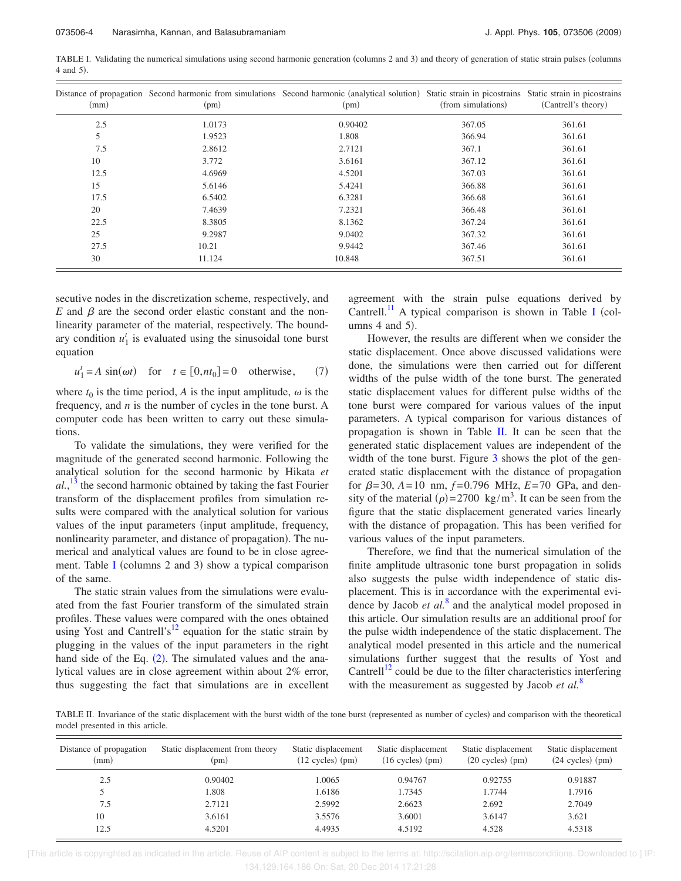TABLE I. Validating the numerical simulations using second harmonic generation (columns 2 and 3) and theory of generation of static strain pulses (columns 4 and 5).

| Distance of propagation (mm) | Second harmonic from simulations (pm) | Second harmonic (analytical solution) (pm) | Static strain in picostrains (from simulations) | Static strain in picostrains (Cantrell's theory) |
|---|---|---|---|---|
| 2.5 | 1.0173 | 0.90402 | 367.05 | 361.61 |
| 5 | 1.9523 | 1.808 | 366.94 | 361.61 |
| 7.5 | 2.8612 | 2.7121 | 367.1 | 361.61 |
| 10 | 3.772 | 3.6161 | 367.12 | 361.61 |
| 12.5 | 4.6969 | 4.5201 | 367.03 | 361.61 |
| 15 | 5.6146 | 5.4241 | 366.88 | 361.61 |
| 17.5 | 6.5402 | 6.3281 | 366.68 | 361.61 |
| 20 | 7.4639 | 7.2321 | 366.48 | 361.61 |
| 22.5 | 8.3805 | 8.1362 | 367.24 | 361.61 |
| 25 | 9.2987 | 9.0402 | 367.32 | 361.61 |
| 27.5 | 10.21 | 9.9442 | 367.46 | 361.61 |
| 30 | 11.124 | 10.848 | 367.51 | 361.61 |

secutive nodes in the discretization scheme, respectively, and $E$ and $\beta$ are the second order elastic constant and the nonlinearity parameter of the material, respectively. The boundary condition $u_1^t$ is evaluated using the sinusoidal tone burst equation

$$u_1^t = A \sin(\omega t) \quad \text{for} \quad t \in [0, nt_0] = 0 \quad \text{otherwise}, \qquad (7)$$

where $t_0$ is the time period, $A$ is the input amplitude, $\omega$ is the frequency, and $n$ is the number of cycles in the tone burst. A computer code has been written to carry out these simulations.

To validate the simulations, they were verified for the magnitude of the generated second harmonic. Following the analytical solution for the second harmonic by Hikata *et al.*,[13] the second harmonic obtained by taking the fast Fourier transform of the displacement profiles from simulation results were compared with the analytical solution for various values of the input parameters (input amplitude, frequency, nonlinearity parameter, and distance of propagation). The numerical and analytical values are found to be in close agreement. Table I (columns 2 and 3) show a typical comparison of the same.

The static strain values from the simulations were evaluated from the fast Fourier transform of the simulated strain profiles. These values were compared with the ones obtained using Yost and Cantrell's[12] equation for the static strain by plugging in the values of the input parameters in the right hand side of the Eq. (2). The simulated values and the analytical values are in close agreement within about 2% error, thus suggesting the fact that simulations are in excellent agreement with the strain pulse equations derived by Cantrell.[11] A typical comparison is shown in Table I (columns 4 and 5).

However, the results are different when we consider the static displacement. Once above discussed validations were done, the simulations were then carried out for different widths of the pulse width of the tone burst. The generated static displacement values for different pulse widths of the tone burst were compared for various values of the input parameters. A typical comparison for various distances of propagation is shown in Table II. It can be seen that the generated static displacement values are independent of the width of the tone burst. Figure 3 shows the plot of the generated static displacement with the distance of propagation for $\beta=30$, $A=10$ nm, $f=0.796$ MHz, $E=70$ GPa, and density of the material $(\rho)=2700$ kg/m$^3$. It can be seen from the figure that the static displacement generated varies linearly with the distance of propagation. This has been verified for various values of the input parameters.

Therefore, we find that the numerical simulation of the finite amplitude ultrasonic tone burst propagation in solids also suggests the pulse width independence of static displacement. This is in accordance with the experimental evidence by Jacob *et al.*[8] and the analytical model proposed in this article. Our simulation results are an additional proof for the pulse width independence of the static displacement. The analytical model presented in this article and the numerical simulations further suggest that the results of Yost and Cantrell[12] could be due to the filter characteristics interfering with the measurement as suggested by Jacob *et al.*[8]

TABLE II. Invariance of the static displacement with the burst width of the tone burst (represented as number of cycles) and comparison with the theoretical model presented in this article.

| Distance of propagation (mm) | Static displacement from theory (pm) | Static displacement (12 cycles) (pm) | Static displacement (16 cycles) (pm) | Static displacement (20 cycles) (pm) | Static displacement (24 cycles) (pm) |
|---|---|---|---|---|---|
| 2.5 | 0.90402 | 1.0065 | 0.94767 | 0.92755 | 0.91887 |
| 5 | 1.808 | 1.6186 | 1.7345 | 1.7744 | 1.7916 |
| 7.5 | 2.7121 | 2.5992 | 2.6623 | 2.692 | 2.7049 |
| 10 | 3.6161 | 3.5576 | 3.6001 | 3.6147 | 3.621 |
| 12.5 | 4.5201 | 4.4935 | 4.5192 | 4.528 | 4.5318 |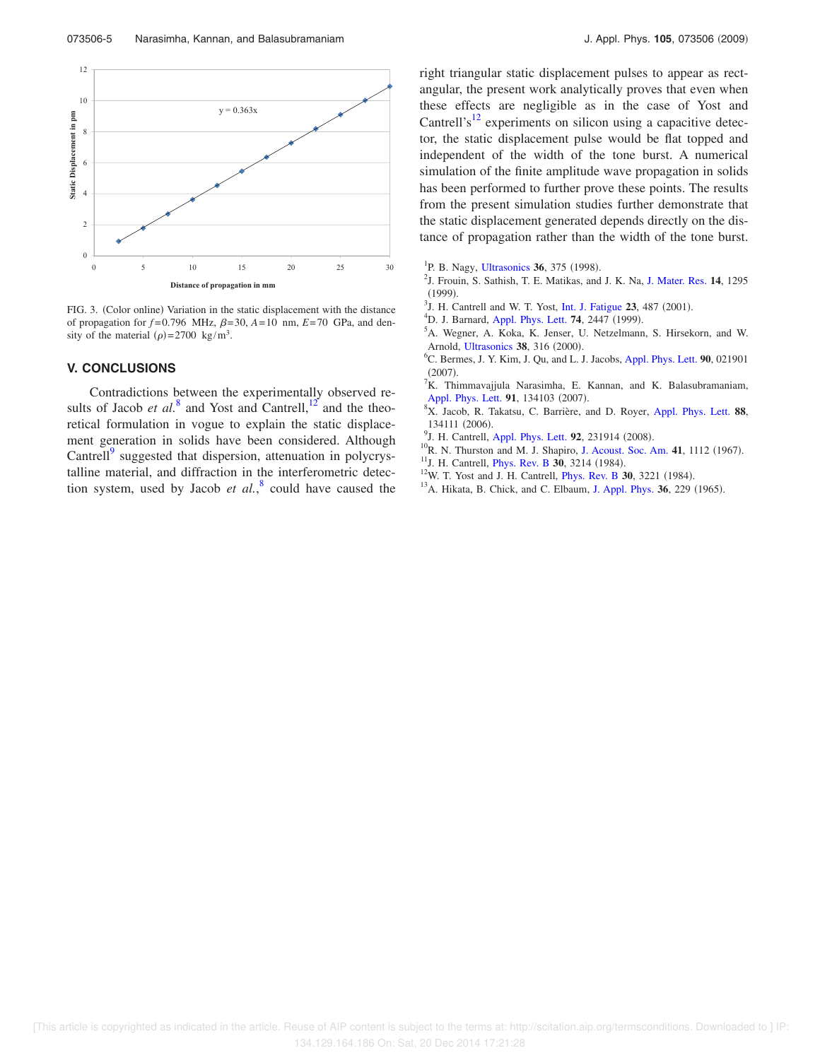12
10
8
6
4
2
0
0 5 10 15 20 25 30

y = 0.363x

Static Displacement in pm

Distance of propagation in mm

FIG. 3. (Color online) Variation in the static displacement with the distance of propagation for $f=0.796$ MHz, $\beta=30$, $A=10$ nm, $E=70$ GPa, and density of the material $(\rho)=2700$ kg/m$^3$.

## V. CONCLUSIONS

Contradictions between the experimentally observed results of Jacob *et al.*[8] and Yost and Cantrell,[12] and the theoretical formulation in vogue to explain the static displacement generation in solids have been considered. Although Cantrell[9] suggested that dispersion, attenuation in polycrystalline material, and diffraction in the interferometric detection system, used by Jacob *et al.*,[8] could have caused the right triangular static displacement pulses to appear as rectangular, the present work analytically proves that even when these effects are negligible as in the case of Yost and Cantrell's[12] experiments on silicon using a capacitive detector, the static displacement pulse would be flat topped and independent of the width of the tone burst. A numerical simulation of the finite amplitude wave propagation in solids has been performed to further prove these points. The results from the present simulation studies further demonstrate that the static displacement generated depends directly on the distance of propagation rather than the width of the tone burst.

[1] P. B. Nagy, Ultrasonics **36**, 375 (1998).
[2] J. Frouin, S. Sathish, T. E. Matikas, and J. K. Na, J. Mater. Res. **14**, 1295 (1999).
[3] J. H. Cantrell and W. T. Yost, Int. J. Fatigue **23**, 487 (2001).
[4] D. J. Barnard, Appl. Phys. Lett. **74**, 2447 (1999).
[5] A. Wegner, A. Koka, K. Jenser, U. Netzelmann, S. Hirsekorn, and W. Arnold, Ultrasonics **38**, 316 (2000).
[6] C. Bermes, J. Y. Kim, J. Qu, and L. J. Jacobs, Appl. Phys. Lett. **90**, 021901 (2007).
[7] K. Thimmavajjula Narasimha, E. Kannan, and K. Balasubramaniam, Appl. Phys. Lett. **91**, 134103 (2007).
[8] X. Jacob, R. Takatsu, C. Barrière, and D. Royer, Appl. Phys. Lett. **88**, 134111 (2006).
[9] J. H. Cantrell, Appl. Phys. Lett. **92**, 231914 (2008).
[10] R. N. Thurston and M. J. Shapiro, J. Acoust. Soc. Am. **41**, 1112 (1967).
[11] J. H. Cantrell, Phys. Rev. B **30**, 3214 (1984).
[12] W. T. Yost and J. H. Cantrell, Phys. Rev. B **30**, 3221 (1984).
[13] A. Hikata, B. Chick, and C. Elbaum, J. Appl. Phys. **36**, 229 (1965).